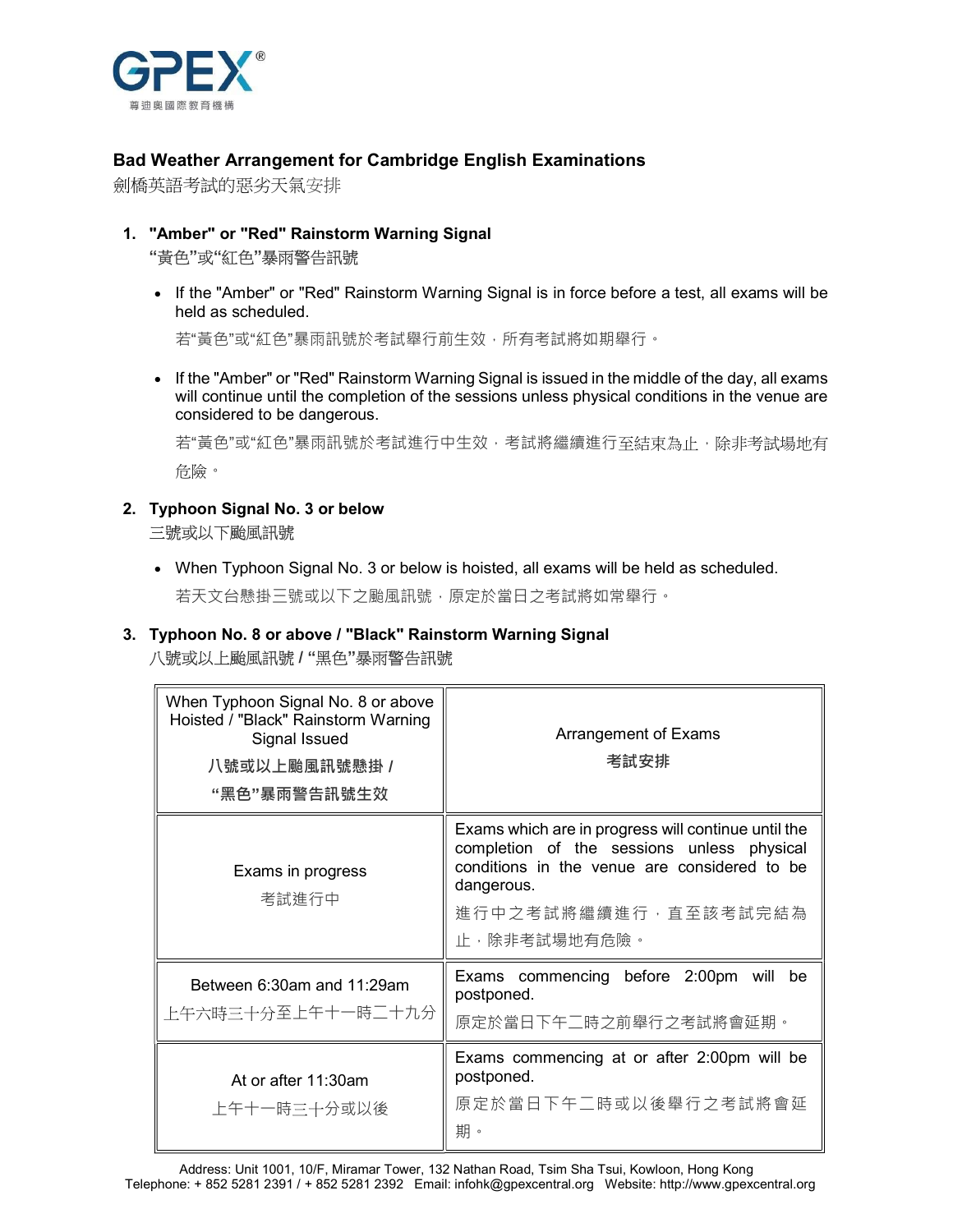GPEX®

尊迪奧國際教育機構

## Bad Weather Arrangement for Cambridge English Examinations

劍橋英語考試的惡劣天氣安排

### 1. "Amber" or "Red" Rainstorm Warning Signal

"黃色"或"紅色"暴雨警告訊號

- If the "Amber" or "Red" Rainstorm Warning Signal is in force before a test, all exams will be held as scheduled.

  若"黃色"或"紅色"暴雨訊號於考試舉行前生效，所有考試將如期舉行。

- If the "Amber" or "Red" Rainstorm Warning Signal is issued in the middle of the day, all exams will continue until the completion of the sessions unless physical conditions in the venue are considered to be dangerous.

  若"黃色"或"紅色"暴雨訊號於考試進行中生效，考試將繼續進行至結束為止，除非考試場地有危險。

### 2. Typhoon Signal No. 3 or below

三號或以下颱風訊號

- When Typhoon Signal No. 3 or below is hoisted, all exams will be held as scheduled.

  若天文台懸掛三號或以下之颱風訊號，原定於當日之考試將如常舉行。

### 3. Typhoon No. 8 or above / "Black" Rainstorm Warning Signal

八號或以上颱風訊號 / "黑色"暴雨警告訊號

| When Typhoon Signal No. 8 or above Hoisted / "Black" Rainstorm Warning Signal Issued<br>**八號或以上颱風訊號懸掛 / "黑色"暴雨警告訊號生效** | Arrangement of Exams<br>**考試安排** |
|---|---|
| Exams in progress<br>考試進行中 | Exams which are in progress will continue until the completion of the sessions unless physical conditions in the venue are considered to be dangerous.<br>進行中之考試將繼續進行，直至該考試完結為止，除非考試場地有危險。 |
| Between 6:30am and 11:29am<br>上午六時三十分至上午十一時二十九分 | Exams commencing before 2:00pm will be postponed.<br>原定於當日下午二時之前舉行之考試將會延期。 |
| At or after 11:30am<br>上午十一時三十分或以後 | Exams commencing at or after 2:00pm will be postponed.<br>原定於當日下午二時或以後舉行之考試將會延期。 |

Address: Unit 1001, 10/F, Miramar Tower, 132 Nathan Road, Tsim Sha Tsui, Kowloon, Hong Kong
Telephone: + 852 5281 2391 / + 852 5281 2392 Email: infohk@gpexcentral.org Website: http://www.gpexcentral.org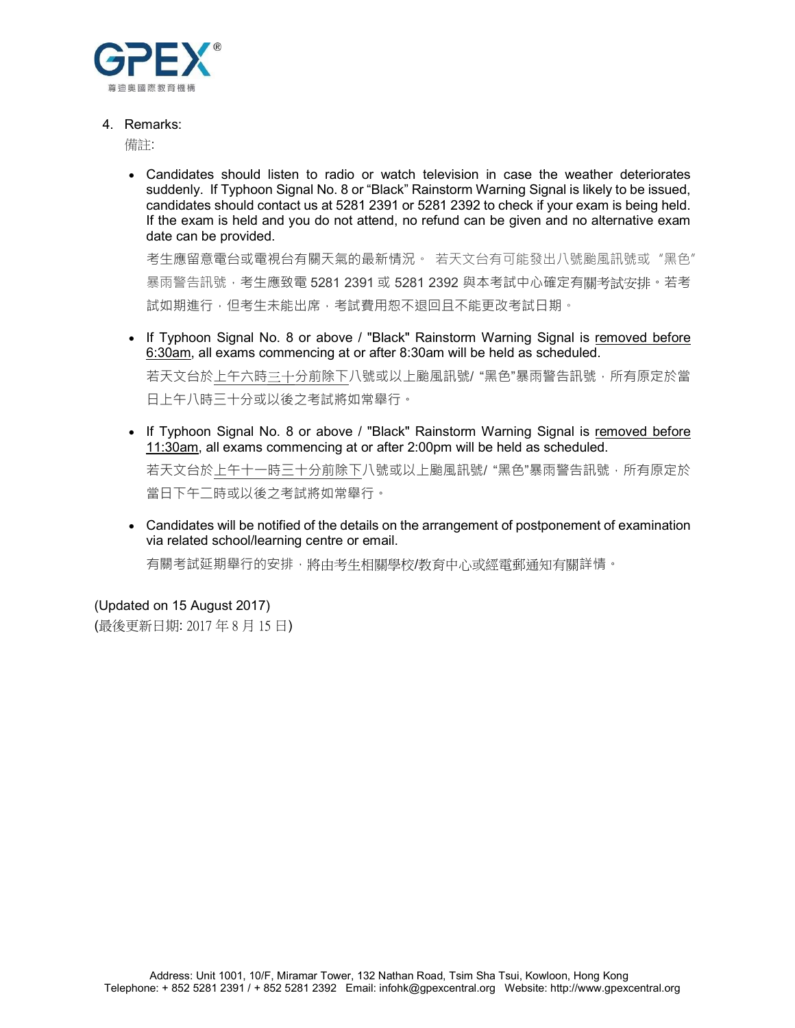4. Remarks:

   備註:

   - Candidates should listen to radio or watch television in case the weather deteriorates suddenly. If Typhoon Signal No. 8 or "Black" Rainstorm Warning Signal is likely to be issued, candidates should contact us at 5281 2391 or 5281 2392 to check if your exam is being held. If the exam is held and you do not attend, no refund can be given and no alternative exam date can be provided.

     考生應留意電台或電視台有關天氣的最新情況。 若天文台有可能發出八號颱風訊號或 "黑色" 暴雨警告訊號，考生應致電 5281 2391 或 5281 2392 與本考試中心確定有關考試安排。若考試如期進行，但考生未能出席，考試費用恕不退回且不能更改考試日期。

   - If Typhoon Signal No. 8 or above / "Black" Rainstorm Warning Signal is removed before 6:30am, all exams commencing at or after 8:30am will be held as scheduled.

     若天文台於上午六時三十分前除下八號或以上颱風訊號/ "黑色"暴雨警告訊號，所有原定於當日上午八時三十分或以後之考試將如常舉行。

   - If Typhoon Signal No. 8 or above / "Black" Rainstorm Warning Signal is removed before 11:30am, all exams commencing at or after 2:00pm will be held as scheduled.

     若天文台於上午十一時三十分前除下八號或以上颱風訊號/ "黑色"暴雨警告訊號，所有原定於當日下午二時或以後之考試將如常舉行。

   - Candidates will be notified of the details on the arrangement of postponement of examination via related school/learning centre or email.

     有關考試延期舉行的安排，將由考生相關學校/教育中心或經電郵通知有關詳情。

(Updated on 15 August 2017)

(最後更新日期: 2017 年 8 月 15 日)

Address: Unit 1001, 10/F, Miramar Tower, 132 Nathan Road, Tsim Sha Tsui, Kowloon, Hong Kong
Telephone: + 852 5281 2391 / + 852 5281 2392 Email: infohk@gpexcentral.org Website: http://www.gpexcentral.org